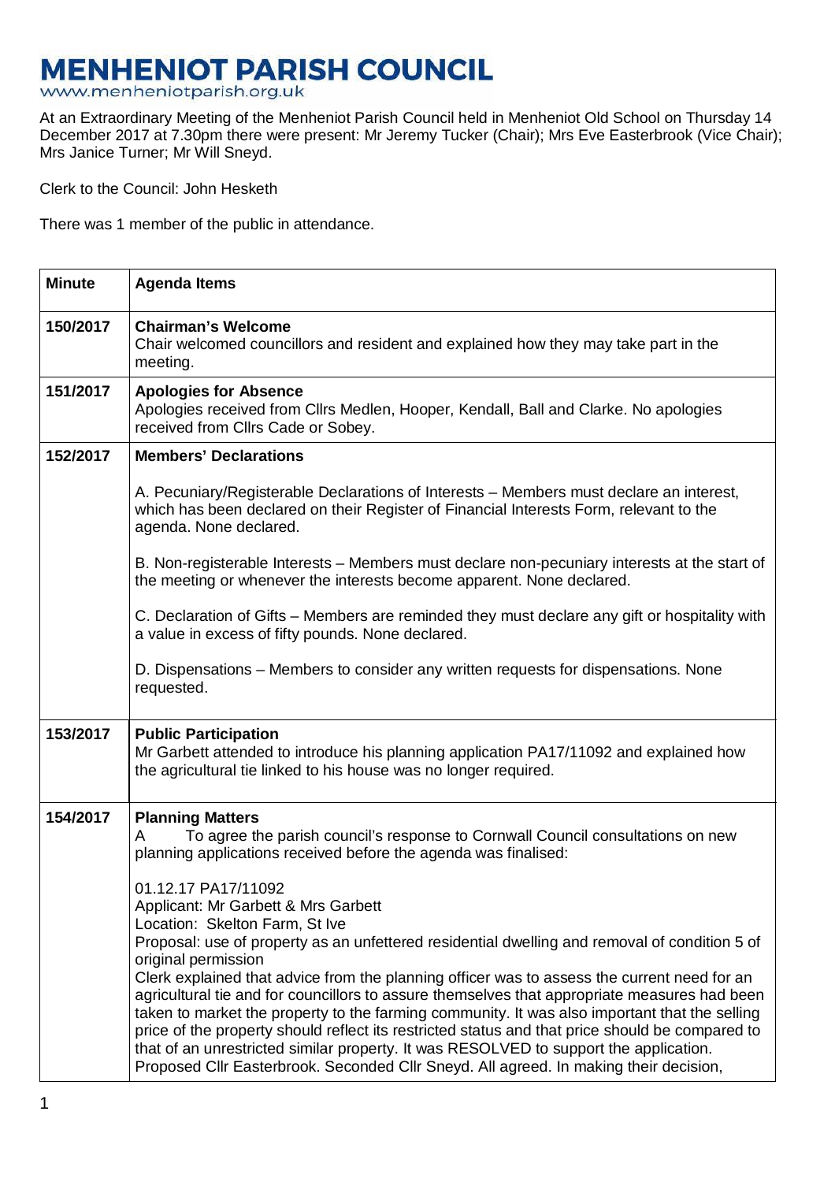# MENHENIOT PARISH COUNCIL

www.menheniotparish.org.uk

At an Extraordinary Meeting of the Menheniot Parish Council held in Menheniot Old School on Thursday 14 December 2017 at 7.30pm there were present: Mr Jeremy Tucker (Chair); Mrs Eve Easterbrook (Vice Chair); Mrs Janice Turner; Mr Will Sneyd.

Clerk to the Council: John Hesketh

There was 1 member of the public in attendance.

| Minute | Agenda Items |
|---|---|
| 150/2017 | **Chairman's Welcome**<br>Chair welcomed councillors and resident and explained how they may take part in the meeting. |
| 151/2017 | **Apologies for Absence**<br>Apologies received from Cllrs Medlen, Hooper, Kendall, Ball and Clarke. No apologies received from Cllrs Cade or Sobey. |
| 152/2017 | **Members' Declarations**<br><br>A. Pecuniary/Registerable Declarations of Interests – Members must declare an interest, which has been declared on their Register of Financial Interests Form, relevant to the agenda. None declared.<br><br>B. Non-registerable Interests – Members must declare non-pecuniary interests at the start of the meeting or whenever the interests become apparent. None declared.<br><br>C. Declaration of Gifts – Members are reminded they must declare any gift or hospitality with a value in excess of fifty pounds. None declared.<br><br>D. Dispensations – Members to consider any written requests for dispensations. None requested. |
| 153/2017 | **Public Participation**<br>Mr Garbett attended to introduce his planning application PA17/11092 and explained how the agricultural tie linked to his house was no longer required. |
| 154/2017 | **Planning Matters**<br>A To agree the parish council's response to Cornwall Council consultations on new planning applications received before the agenda was finalised:<br><br>01.12.17 PA17/11092<br>Applicant: Mr Garbett & Mrs Garbett<br>Location: Skelton Farm, St Ive<br>Proposal: use of property as an unfettered residential dwelling and removal of condition 5 of original permission<br>Clerk explained that advice from the planning officer was to assess the current need for an agricultural tie and for councillors to assure themselves that appropriate measures had been taken to market the property to the farming community. It was also important that the selling price of the property should reflect its restricted status and that price should be compared to that of an unrestricted similar property. It was RESOLVED to support the application. Proposed Cllr Easterbrook. Seconded Cllr Sneyd. All agreed. In making their decision, |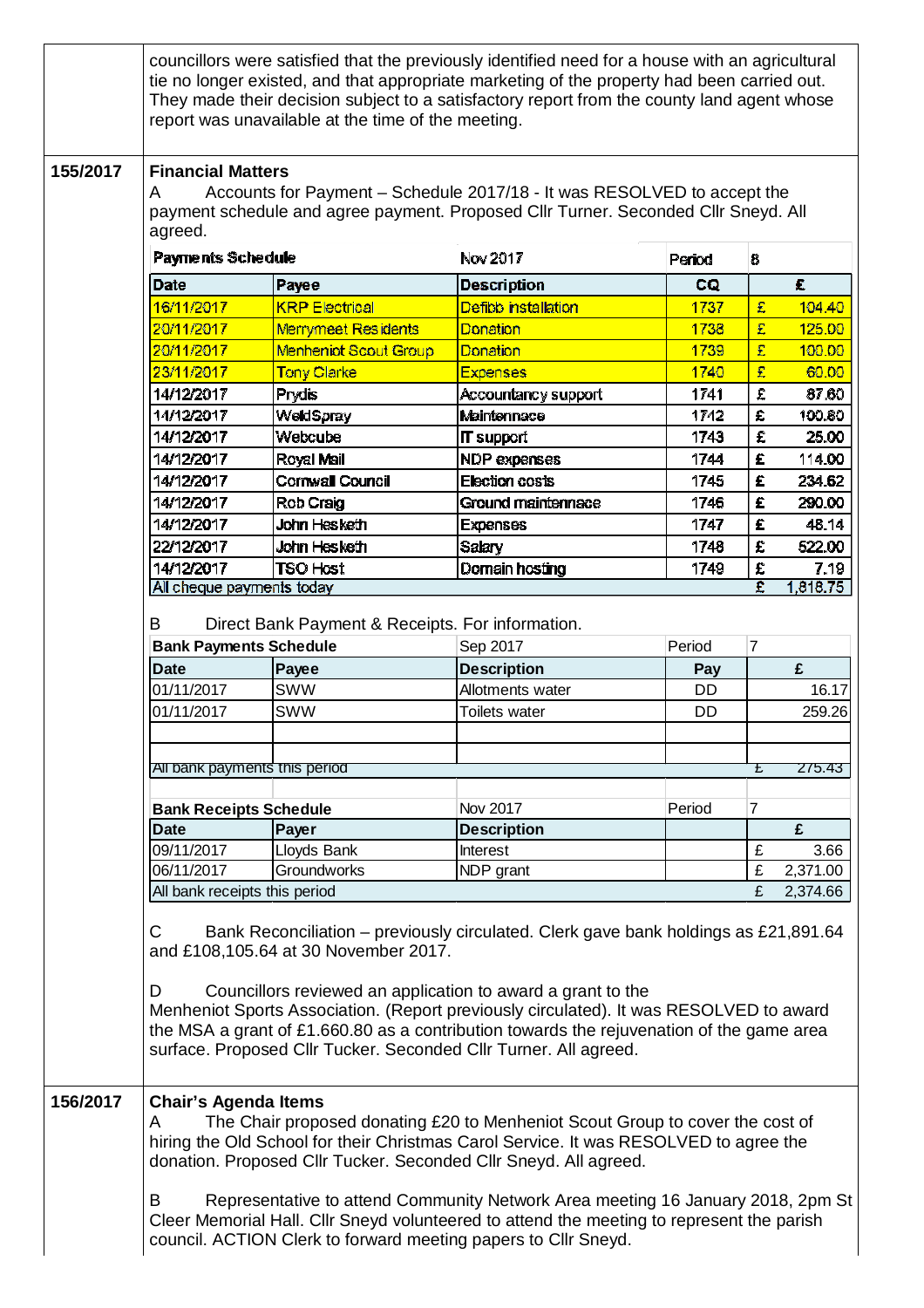councillors were satisfied that the previously identified need for a house with an agricultural tie no longer existed, and that appropriate marketing of the property had been carried out. They made their decision subject to a satisfactory report from the county land agent whose report was unavailable at the time of the meeting.

**155/2017** **Financial Matters**

A Accounts for Payment – Schedule 2017/18 - It was RESOLVED to accept the payment schedule and agree payment. Proposed Cllr Turner. Seconded Cllr Sneyd. All agreed.

| Payments Schedule | | Nov 2017 | Period | 8 |
|---|---|---|---|---|
| **Date** | **Payee** | **Description** | **CQ** | **£** |
| 16/11/2017 | KRP Electrical | Defibb installation | 1737 | £ 104.40 |
| 20/11/2017 | Merrymeet Residents | Donation | 1738 | £ 125.00 |
| 20/11/2017 | Menheniot Scout Group | Donation | 1739 | £ 100.00 |
| 23/11/2017 | Tony Clarke | Expenses | 1740 | £ 60.00 |
| 14/12/2017 | Prydis | Accountancy support | 1741 | £ 87.60 |
| 14/12/2017 | WeldSpray | Maintennace | 1742 | £ 100.80 |
| 14/12/2017 | Webcube | IT support | 1743 | £ 25.00 |
| 14/12/2017 | Royal Mail | NDP expenses | 1744 | £ 114.00 |
| 14/12/2017 | Cornwall Council | Election costs | 1745 | £ 234.62 |
| 14/12/2017 | Rob Craig | Ground maintennace | 1746 | £ 290.00 |
| 14/12/2017 | John Hesketh | Expenses | 1747 | £ 48.14 |
| 22/12/2017 | John Hesketh | Salary | 1748 | £ 522.00 |
| 14/12/2017 | TSO Host | Domain hosting | 1749 | £ 7.19 |
| All cheque payments today | | | | £ 1,818.75 |

B Direct Bank Payment & Receipts. For information.

| Bank Payments Schedule | | Sep 2017 | Period | 7 |
|---|---|---|---|---|
| **Date** | **Payee** | **Description** | **Pay** | **£** |
| 01/11/2017 | SWW | Allotments water | DD | 16.17 |
| 01/11/2017 | SWW | Toilets water | DD | 259.26 |
| | | | | |
| | | | | |
| All bank payments this period | | | | £ 275.43 |

| Bank Receipts Schedule | | Nov 2017 | Period | 7 |
|---|---|---|---|---|
| **Date** | **Payer** | **Description** | | **£** |
| 09/11/2017 | Lloyds Bank | Interest | | £ 3.66 |
| 06/11/2017 | Groundworks | NDP grant | | £ 2,371.00 |
| All bank receipts this period | | | | £ 2,374.66 |

C Bank Reconciliation – previously circulated. Clerk gave bank holdings as £21,891.64 and £108,105.64 at 30 November 2017.

D Councillors reviewed an application to award a grant to the Menheniot Sports Association. (Report previously circulated). It was RESOLVED to award the MSA a grant of £1.660.80 as a contribution towards the rejuvenation of the game area surface. Proposed Cllr Tucker. Seconded Cllr Turner. All agreed.

**156/2017** **Chair's Agenda Items**

A The Chair proposed donating £20 to Menheniot Scout Group to cover the cost of hiring the Old School for their Christmas Carol Service. It was RESOLVED to agree the donation. Proposed Cllr Tucker. Seconded Cllr Sneyd. All agreed.

B Representative to attend Community Network Area meeting 16 January 2018, 2pm St Cleer Memorial Hall. Cllr Sneyd volunteered to attend the meeting to represent the parish council. ACTION Clerk to forward meeting papers to Cllr Sneyd.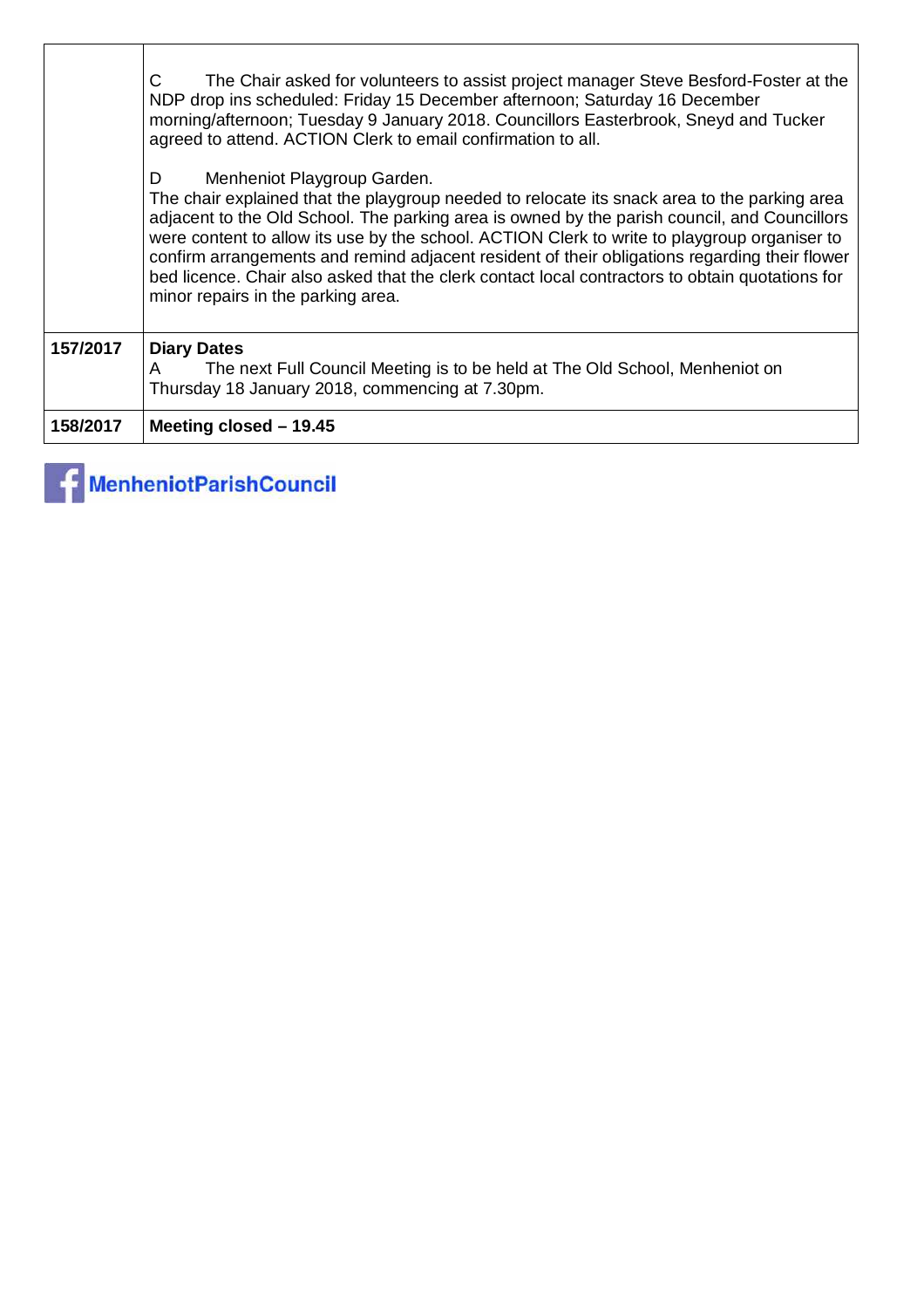| | |
|---|---|
| | C The Chair asked for volunteers to assist project manager Steve Besford-Foster at the NDP drop ins scheduled: Friday 15 December afternoon; Saturday 16 December morning/afternoon; Tuesday 9 January 2018. Councillors Easterbrook, Sneyd and Tucker agreed to attend. ACTION Clerk to email confirmation to all.<br><br>D Menheniot Playgroup Garden.<br>The chair explained that the playgroup needed to relocate its snack area to the parking area adjacent to the Old School. The parking area is owned by the parish council, and Councillors were content to allow its use by the school. ACTION Clerk to write to playgroup organiser to confirm arrangements and remind adjacent resident of their obligations regarding their flower bed licence. Chair also asked that the clerk contact local contractors to obtain quotations for minor repairs in the parking area. |
| **157/2017** | **Diary Dates**<br>A The next Full Council Meeting is to be held at The Old School, Menheniot on Thursday 18 January 2018, commencing at 7.30pm. |
| **158/2017** | **Meeting closed – 19.45** |

MenheniotParishCouncil